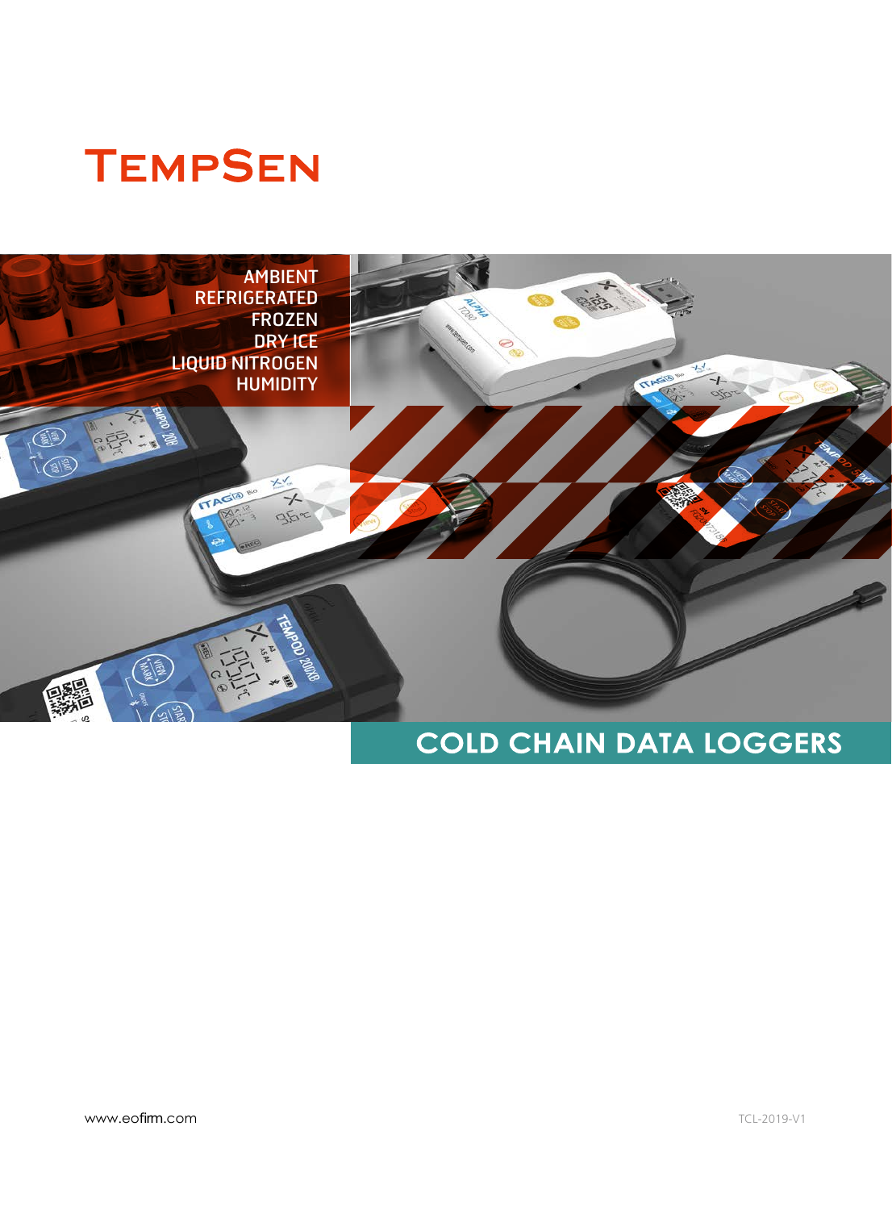# TEMPSEN

AMBIENT
REFRIGERATED
FROZEN
DRY ICE
LIQUID NITROGEN
HUMIDITY

## COLD CHAIN DATA LOGGERS

www.eofirm.com

TCL-2019-V1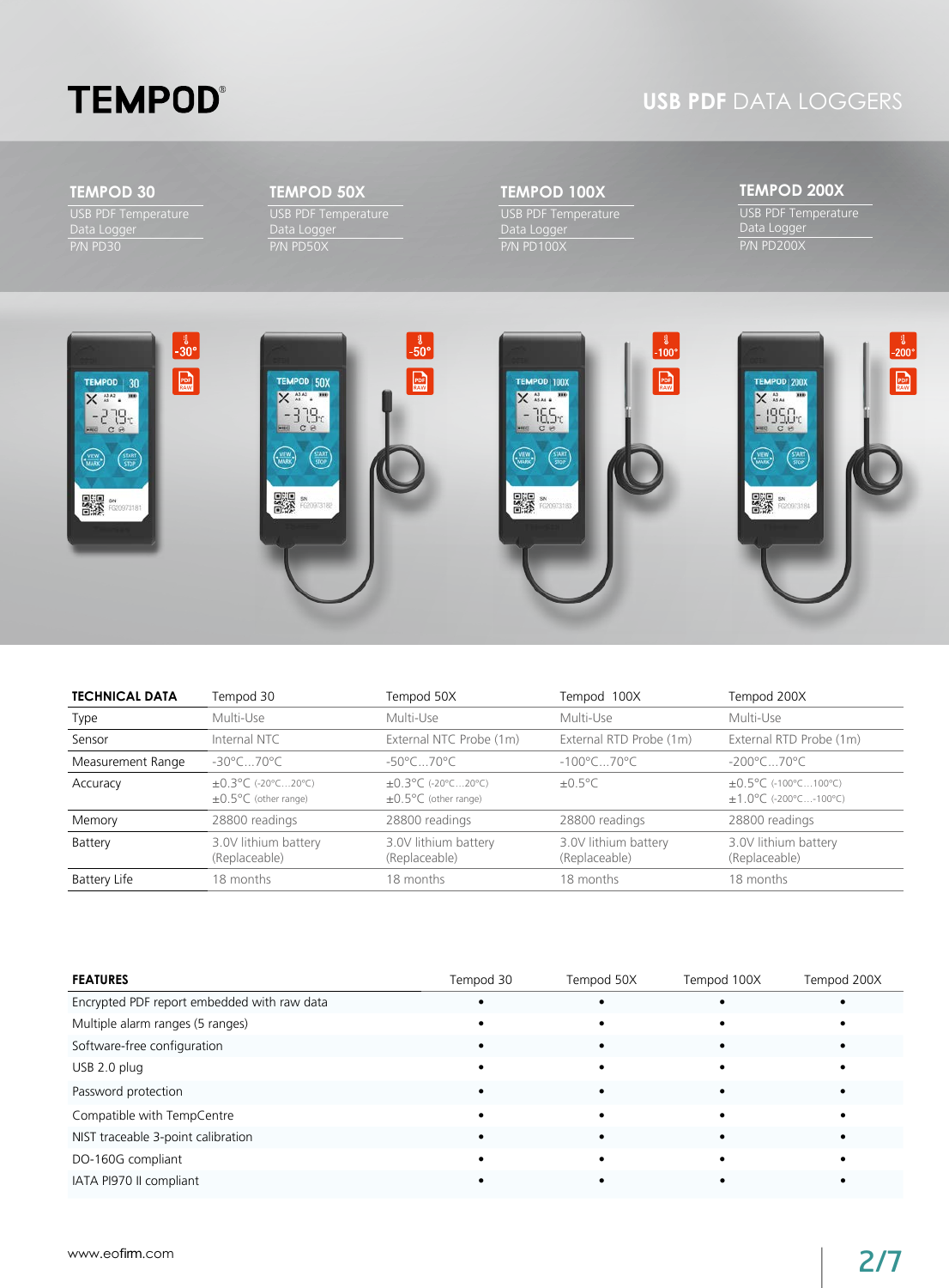# TEMPOD®

## USB PDF DATA LOGGERS

### TEMPOD 30
USB PDF Temperature Data Logger
P/N PD30

### TEMPOD 50X
USB PDF Temperature Data Logger
P/N PD50X

### TEMPOD 100X
USB PDF Temperature Data Logger
P/N PD100X

### TEMPOD 200X
USB PDF Temperature Data Logger
P/N PD200X

| TECHNICAL DATA | Tempod 30 | Tempod 50X | Tempod 100X | Tempod 200X |
|---|---|---|---|---|
| Type | Multi-Use | Multi-Use | Multi-Use | Multi-Use |
| Sensor | Internal NTC | External NTC Probe (1m) | External RTD Probe (1m) | External RTD Probe (1m) |
| Measurement Range | -30°C...70°C | -50°C...70°C | -100°C...70°C | -200°C...70°C |
| Accuracy | ±0.3°C (-20°C...20°C)<br>±0.5°C (other range) | ±0.3°C (-20°C...20°C)<br>±0.5°C (other range) | ±0.5°C | ±0.5°C (-100°C...100°C)<br>±1.0°C (-200°C...-100°C) |
| Memory | 28800 readings | 28800 readings | 28800 readings | 28800 readings |
| Battery | 3.0V lithium battery (Replaceable) | 3.0V lithium battery (Replaceable) | 3.0V lithium battery (Replaceable) | 3.0V lithium battery (Replaceable) |
| Battery Life | 18 months | 18 months | 18 months | 18 months |

| FEATURES | Tempod 30 | Tempod 50X | Tempod 100X | Tempod 200X |
|---|---|---|---|---|
| Encrypted PDF report embedded with raw data | • | • | • | • |
| Multiple alarm ranges (5 ranges) | • | • | • | • |
| Software-free configuration | • | • | • | • |
| USB 2.0 plug | • | • | • | • |
| Password protection | • | • | • | • |
| Compatible with TempCentre | • | • | • | • |
| NIST traceable 3-point calibration | • | • | • | • |
| DO-160G compliant | • | • | • | • |
| IATA PI970 II compliant | • | • | • | • |

www.eofirm.com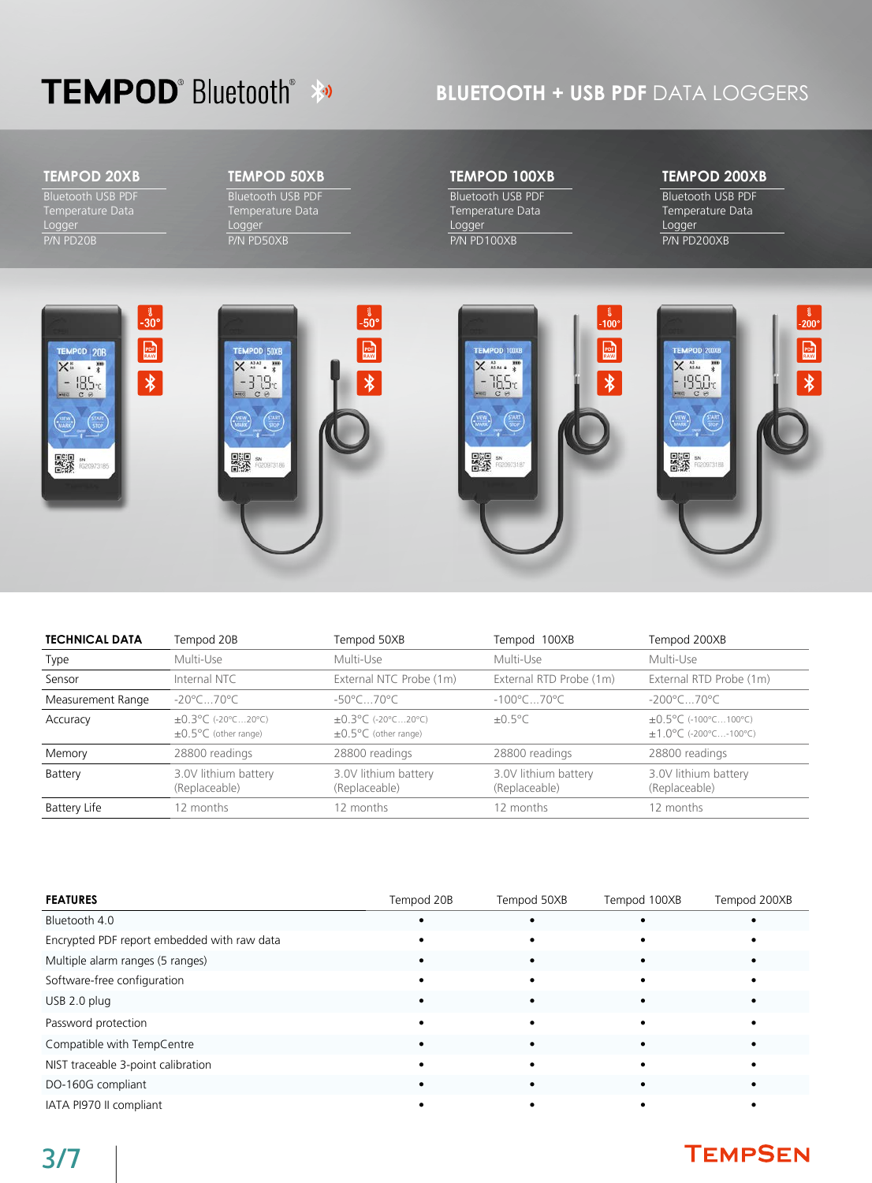# TEMPOD® Bluetooth®

## BLUETOOTH + USB PDF DATA LOGGERS

### TEMPOD 20XB
Bluetooth USB PDF Temperature Data Logger
P/N PD20B

### TEMPOD 50XB
Bluetooth USB PDF Temperature Data Logger
P/N PD50XB

### TEMPOD 100XB
Bluetooth USB PDF Temperature Data Logger
P/N PD100XB

### TEMPOD 200XB
Bluetooth USB PDF Temperature Data Logger
P/N PD200XB

| TECHNICAL DATA | Tempod 20B | Tempod 50XB | Tempod 100XB | Tempod 200XB |
|---|---|---|---|---|
| Type | Multi-Use | Multi-Use | Multi-Use | Multi-Use |
| Sensor | Internal NTC | External NTC Probe (1m) | External RTD Probe (1m) | External RTD Probe (1m) |
| Measurement Range | -20°C…70°C | -50°C…70°C | -100°C…70°C | -200°C…70°C |
| Accuracy | ±0.3°C (-20°C…20°C)<br>±0.5°C (other range) | ±0.3°C (-20°C…20°C)<br>±0.5°C (other range) | ±0.5°C | ±0.5°C (-100°C…100°C)<br>±1.0°C (-200°C…-100°C) |
| Memory | 28800 readings | 28800 readings | 28800 readings | 28800 readings |
| Battery | 3.0V lithium battery (Replaceable) | 3.0V lithium battery (Replaceable) | 3.0V lithium battery (Replaceable) | 3.0V lithium battery (Replaceable) |
| Battery Life | 12 months | 12 months | 12 months | 12 months |

| FEATURES | Tempod 20B | Tempod 50XB | Tempod 100XB | Tempod 200XB |
|---|---|---|---|---|
| Bluetooth 4.0 | • | • | • | • |
| Encrypted PDF report embedded with raw data | • | • | • | • |
| Multiple alarm ranges (5 ranges) | • | • | • | • |
| Software-free configuration | • | • | • | • |
| USB 2.0 plug | • | • | • | • |
| Password protection | • | • | • | • |
| Compatible with TempCentre | • | • | • | • |
| NIST traceable 3-point calibration | • | • | • | • |
| DO-160G compliant | • | • | • | • |
| IATA PI970 II compliant | • | • | • | • |

TEMPSEN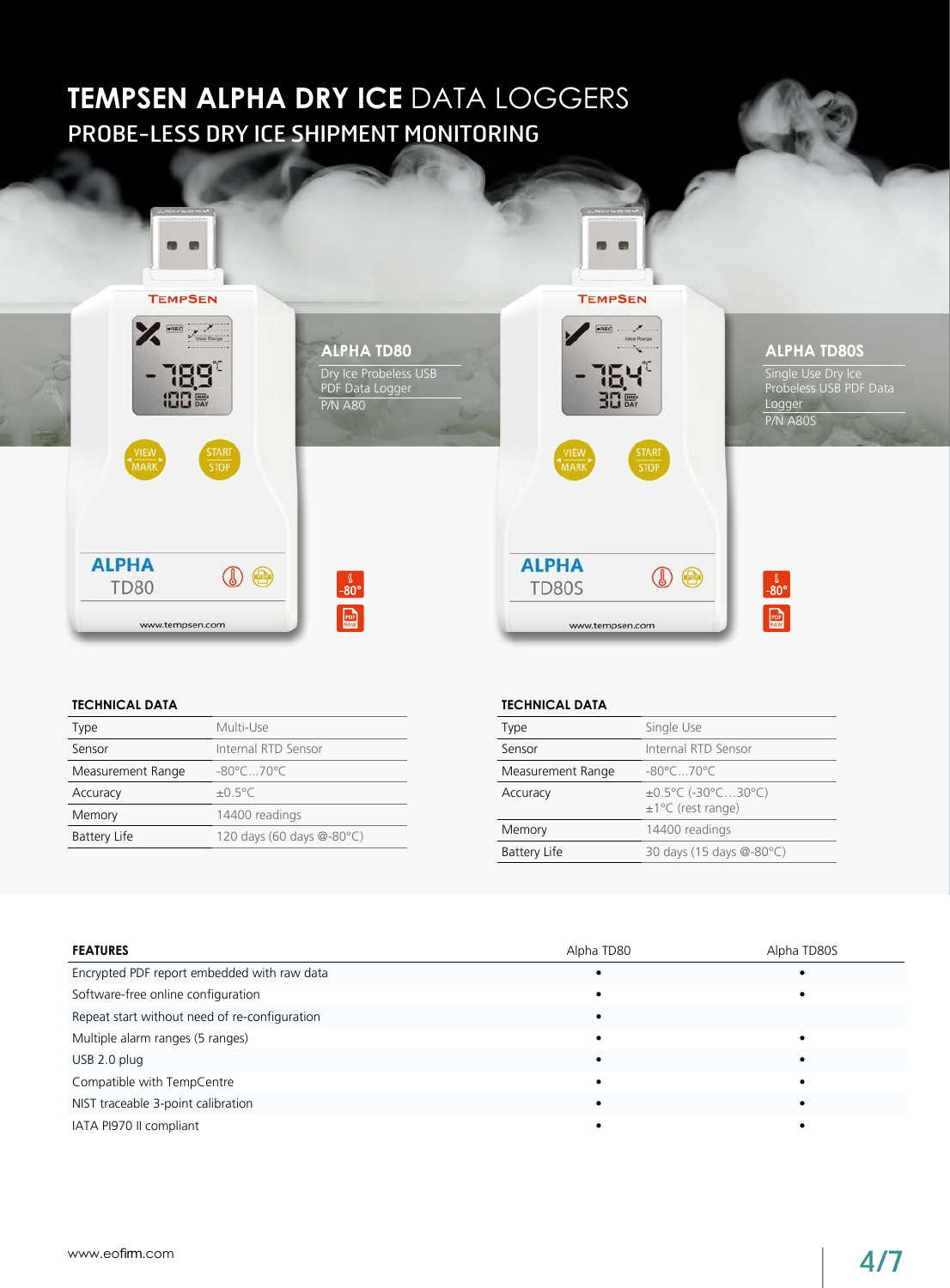# TEMPSEN ALPHA DRY ICE DATA LOGGERS

## PROBE-LESS DRY ICE SHIPMENT MONITORING

### ALPHA TD80

Dry Ice Probeless USB PDF Data Logger

P/N A80

#### TECHNICAL DATA

| | |
|---|---|
| Type | Multi-Use |
| Sensor | Internal RTD Sensor |
| Measurement Range | -80°C...70°C |
| Accuracy | ±0.5°C |
| Memory | 14400 readings |
| Battery Life | 120 days (60 days @-80°C) |

### ALPHA TD80S

Single Use Dry Ice Probeless USB PDF Data Logger

P/N A80S

#### TECHNICAL DATA

| | |
|---|---|
| Type | Single Use |
| Sensor | Internal RTD Sensor |
| Measurement Range | -80°C...70°C |
| Accuracy | ±0.5°C (-30°C...30°C)<br>±1°C (rest range) |
| Memory | 14400 readings |
| Battery Life | 30 days (15 days @-80°C) |

| FEATURES | Alpha TD80 | Alpha TD80S |
|---|---|---|
| Encrypted PDF report embedded with raw data | • | • |
| Software-free online configuration | • | • |
| Repeat start without need of re-configuration | • | |
| Multiple alarm ranges (5 ranges) | • | • |
| USB 2.0 plug | • | • |
| Compatible with TempCentre | • | • |
| NIST traceable 3-point calibration | • | • |
| IATA PI970 II compliant | • | • |

www.eofirm.com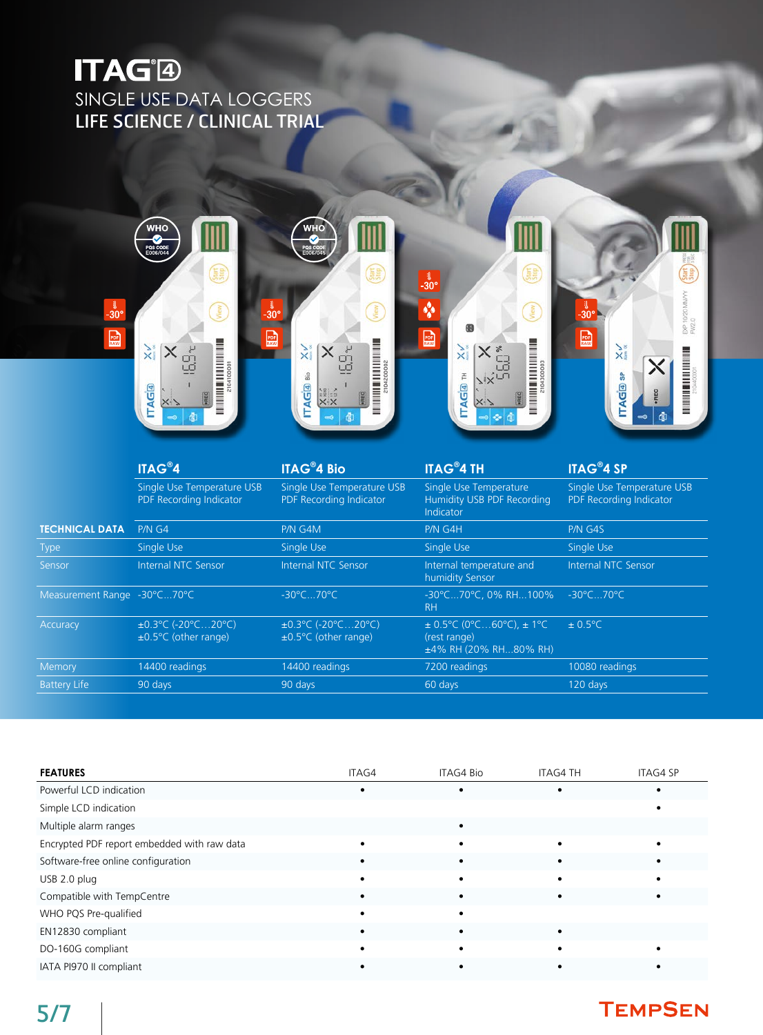# ITAG®4

## SINGLE USE DATA LOGGERS
## LIFE SCIENCE / CLINICAL TRIAL

| | ITAG®4 | ITAG®4 Bio | ITAG®4 TH | ITAG®4 SP |
|---|---|---|---|---|
| | Single Use Temperature USB PDF Recording Indicator | Single Use Temperature USB PDF Recording Indicator | Single Use Temperature Humidity USB PDF Recording Indicator | Single Use Temperature USB PDF Recording Indicator |
| **TECHNICAL DATA** | P/N G4 | P/N G4M | P/N G4H | P/N G4S |
| Type | Single Use | Single Use | Single Use | Single Use |
| Sensor | Internal NTC Sensor | Internal NTC Sensor | Internal temperature and humidity Sensor | Internal NTC Sensor |
| Measurement Range | -30°C...70°C | -30°C...70°C | -30°C...70°C, 0% RH...100% RH | -30°C...70°C |
| Accuracy | ±0.3°C (-20°C…20°C) ±0.5°C (other range) | ±0.3°C (-20°C…20°C) ±0.5°C (other range) | ± 0.5°C (0°C…60°C), ± 1°C (rest range) ±4% RH (20% RH...80% RH) | ± 0.5°C |
| Memory | 14400 readings | 14400 readings | 7200 readings | 10080 readings |
| Battery Life | 90 days | 90 days | 60 days | 120 days |

| FEATURES | ITAG4 | ITAG4 Bio | ITAG4 TH | ITAG4 SP |
|---|---|---|---|---|
| Powerful LCD indication | • | • | • | • |
| Simple LCD indication | | | | • |
| Multiple alarm ranges | | • | | |
| Encrypted PDF report embedded with raw data | • | • | • | • |
| Software-free online configuration | • | • | • | • |
| USB 2.0 plug | • | • | • | • |
| Compatible with TempCentre | • | • | • | • |
| WHO PQS Pre-qualified | • | • | | |
| EN12830 compliant | • | • | • | |
| DO-160G compliant | • | • | • | • |
| IATA PI970 II compliant | • | • | • | • |

TEMPSEN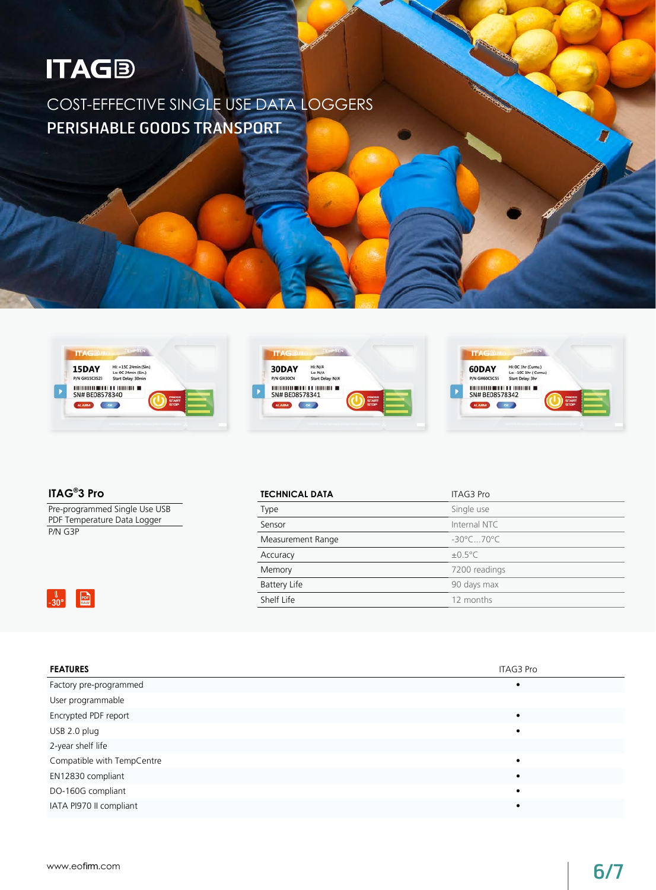# ITAG3

COST-EFFECTIVE SINGLE USE DATA LOGGERS

**PERISHABLE GOODS TRANSPORT**

## ITAG®3 Pro

Pre-programmed Single Use USB PDF Temperature Data Logger

P/N G3P

| TECHNICAL DATA | ITAG3 Pro |
|---|---|
| Type | Single use |
| Sensor | Internal NTC |
| Measurement Range | -30°C...70°C |
| Accuracy | ±0.5°C |
| Memory | 7200 readings |
| Battery Life | 90 days max |
| Shelf Life | 12 months |

| FEATURES | ITAG3 Pro |
|---|---|
| Factory pre-programmed | • |
| User programmable | |
| Encrypted PDF report | • |
| USB 2.0 plug | • |
| 2-year shelf life | |
| Compatible with TempCentre | • |
| EN12830 compliant | • |
| DO-160G compliant | • |
| IATA PI970 II compliant | • |

www.eofirm.com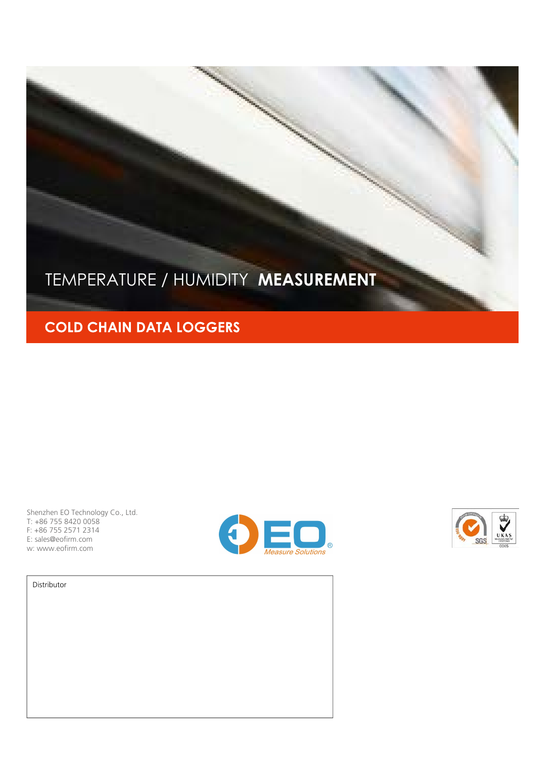# TEMPERATURE / HUMIDITY **MEASUREMENT**

## COLD CHAIN DATA LOGGERS

Shenzhen EO Technology Co., Ltd.
T: +86 755 8420 0058
F: +86 755 2571 2314
E: sales@eofirm.com
w: www.eofirm.com

EO
Measure Solutions

Distributor